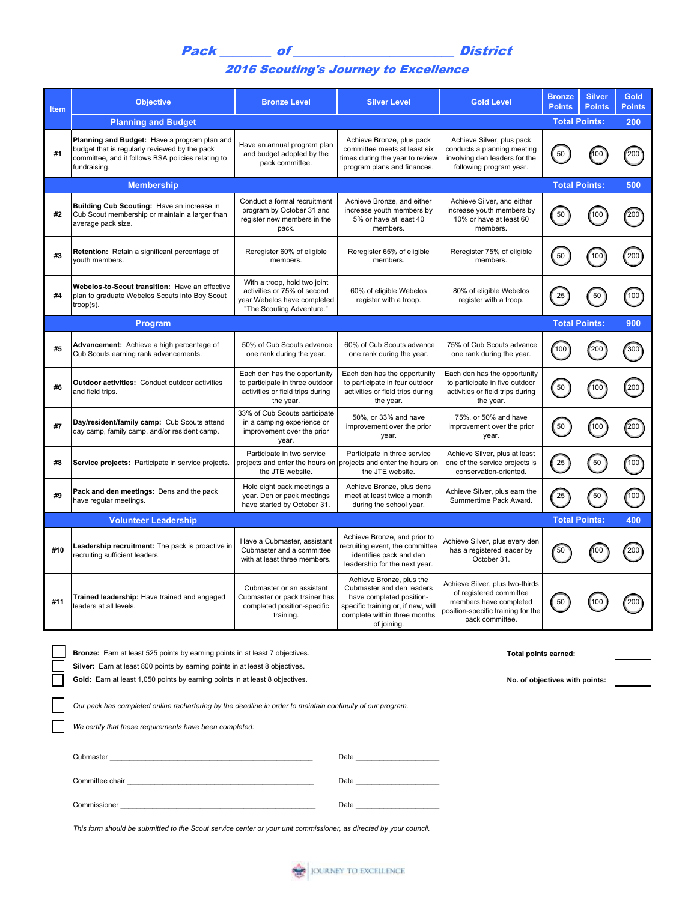# Pack _______ of _______________________ District

## 2016 Scouting's Journey to Excellence

| Item | Objective | Bronze Level | Silver Level | Gold Level | Bronze Points | Silver Points | Gold Points |
|---|---|---|---|---|---|---|---|
| | **Planning and Budget** | | | | **Total Points:** | | **200** |
| #1 | **Planning and Budget:** Have a program plan and budget that is regularly reviewed by the pack committee, and it follows BSA policies relating to fundraising. | Have an annual program plan and budget adopted by the pack committee. | Achieve Bronze, plus pack committee meets at least six times during the year to review program plans and finances. | Achieve Silver, plus pack conducts a planning meeting involving den leaders for the following program year. | 50 | 100 | 200 |
| | **Membership** | | | | **Total Points:** | | **500** |
| #2 | **Building Cub Scouting:** Have an increase in Cub Scout membership or maintain a larger than average pack size. | Conduct a formal recruitment program by October 31 and register new members in the pack. | Achieve Bronze, and either increase youth members by 5% or have at least 40 members. | Achieve Silver, and either increase youth members by 10% or have at least 60 members. | 50 | 100 | 200 |
| #3 | **Retention:** Retain a significant percentage of youth members. | Reregister 60% of eligible members. | Reregister 65% of eligible members. | Reregister 75% of eligible members. | 50 | 100 | 200 |
| #4 | **Webelos-to-Scout transition:** Have an effective plan to graduate Webelos Scouts into Boy Scout troop(s). | With a troop, hold two joint activities or 75% of second year Webelos have completed "The Scouting Adventure." | 60% of eligible Webelos register with a troop. | 80% of eligible Webelos register with a troop. | 25 | 50 | 100 |
| | **Program** | | | | **Total Points:** | | **900** |
| #5 | **Advancement:** Achieve a high percentage of Cub Scouts earning rank advancements. | 50% of Cub Scouts advance one rank during the year. | 60% of Cub Scouts advance one rank during the year. | 75% of Cub Scouts advance one rank during the year. | 100 | 200 | 300 |
| #6 | **Outdoor activities:** Conduct outdoor activities and field trips. | Each den has the opportunity to participate in three outdoor activities or field trips during the year. | Each den has the opportunity to participate in four outdoor activities or field trips during the year. | Each den has the opportunity to participate in five outdoor activities or field trips during the year. | 50 | 100 | 200 |
| #7 | **Day/resident/family camp:** Cub Scouts attend day camp, family camp, and/or resident camp. | 33% of Cub Scouts participate in a camping experience or improvement over the prior year. | 50%, or 33% and have improvement over the prior year. | 75%, or 50% and have improvement over the prior year. | 50 | 100 | 200 |
| #8 | **Service projects:** Participate in service projects. | Participate in two service projects and enter the hours on the JTE website. | Participate in three service projects and enter the hours on the JTE website. | Achieve Silver, plus at least one of the service projects is conservation-oriented. | 25 | 50 | 100 |
| #9 | **Pack and den meetings:** Dens and the pack have regular meetings. | Hold eight pack meetings a year. Den or pack meetings have started by October 31. | Achieve Bronze, plus dens meet at least twice a month during the school year. | Achieve Silver, plus earn the Summertime Pack Award. | 25 | 50 | 100 |
| | **Volunteer Leadership** | | | | **Total Points:** | | **400** |
| #10 | **Leadership recruitment:** The pack is proactive in recruiting sufficient leaders. | Have a Cubmaster, assistant Cubmaster and a committee with at least three members. | Achieve Bronze, and prior to recruiting event, the committee identifies pack and den leadership for the next year. | Achieve Silver, plus every den has a registered leader by October 31. | 50 | 100 | 200 |
| #11 | **Trained leadership:** Have trained and engaged leaders at all levels. | Cubmaster or an assistant Cubmaster or pack trainer has completed position-specific training. | Achieve Bronze, plus the Cubmaster and den leaders have completed position-specific training or, if new, will complete within three months of joining. | Achieve Silver, plus two-thirds of registered committee members have completed position-specific training for the pack committee. | 50 | 100 | 200 |

☐ **Bronze:** Earn at least 525 points by earning points in at least 7 objectives.

☐ **Silver:** Earn at least 800 points by earning points in at least 8 objectives.

☐ **Gold:** Earn at least 1,050 points by earning points in at least 8 objectives.

**Total points earned:** _______

**No. of objectives with points:** _______

☐ *Our pack has completed online rechartering by the deadline in order to maintain continuity of our program.*

☐ *We certify that these requirements have been completed:*

Cubmaster _______________________________________________ Date ___________________

Committee chair ___________________________________________ Date ___________________

Commissioner _____________________________________________ Date ___________________

*This form should be submitted to the Scout service center or your unit commissioner, as directed by your council.*

JOURNEY TO EXCELLENCE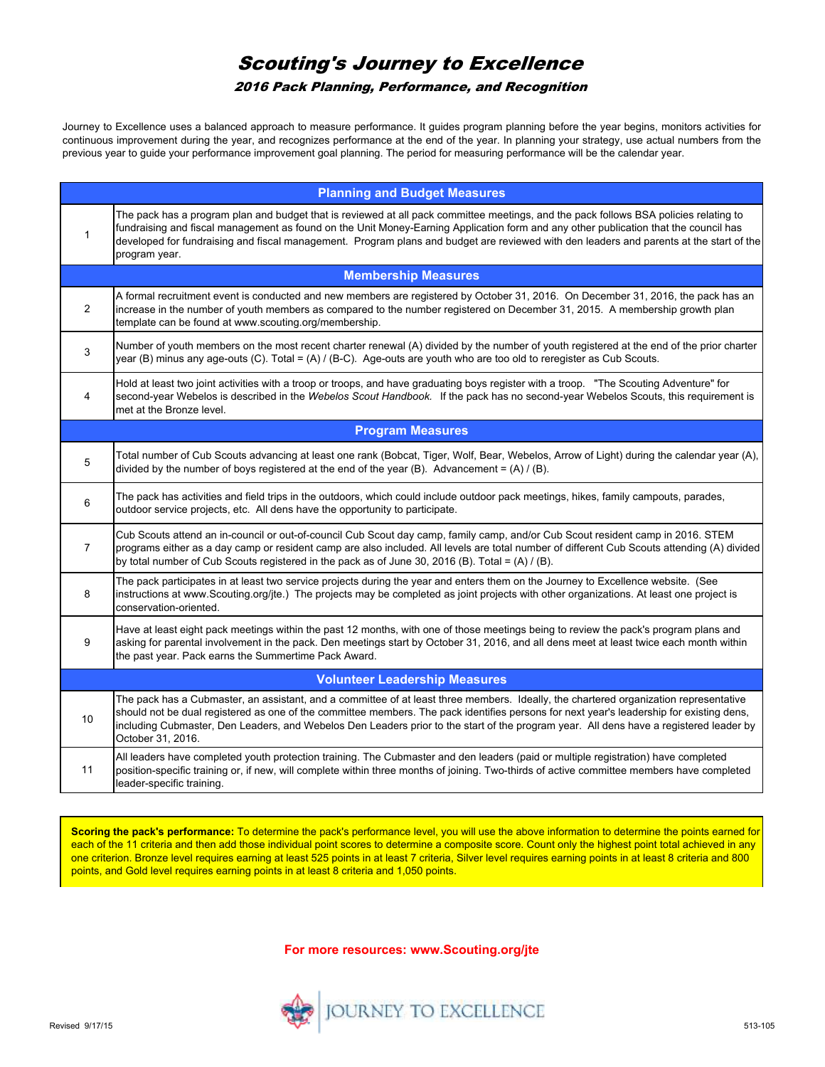# *Scouting's Journey to Excellence*

### *2016 Pack Planning, Performance, and Recognition*

Journey to Excellence uses a balanced approach to measure performance. It guides program planning before the year begins, monitors activities for continuous improvement during the year, and recognizes performance at the end of the year. In planning your strategy, use actual numbers from the previous year to guide your performance improvement goal planning. The period for measuring performance will be the calendar year.

| | |
|---|---|
| | **Planning and Budget Measures** |
| 1 | The pack has a program plan and budget that is reviewed at all pack committee meetings, and the pack follows BSA policies relating to fundraising and fiscal management as found on the Unit Money-Earning Application form and any other publication that the council has developed for fundraising and fiscal management. Program plans and budget are reviewed with den leaders and parents at the start of the program year. |
| | **Membership Measures** |
| 2 | A formal recruitment event is conducted and new members are registered by October 31, 2016. On December 31, 2016, the pack has an increase in the number of youth members as compared to the number registered on December 31, 2015. A membership growth plan template can be found at www.scouting.org/membership. |
| 3 | Number of youth members on the most recent charter renewal (A) divided by the number of youth registered at the end of the prior charter year (B) minus any age-outs (C). Total = (A) / (B-C). Age-outs are youth who are too old to reregister as Cub Scouts. |
| 4 | Hold at least two joint activities with a troop or troops, and have graduating boys register with a troop. "The Scouting Adventure" for second-year Webelos is described in the *Webelos Scout Handbook.* If the pack has no second-year Webelos Scouts, this requirement is met at the Bronze level. |
| | **Program Measures** |
| 5 | Total number of Cub Scouts advancing at least one rank (Bobcat, Tiger, Wolf, Bear, Webelos, Arrow of Light) during the calendar year (A), divided by the number of boys registered at the end of the year (B). Advancement = (A) / (B). |
| 6 | The pack has activities and field trips in the outdoors, which could include outdoor pack meetings, hikes, family campouts, parades, outdoor service projects, etc. All dens have the opportunity to participate. |
| 7 | Cub Scouts attend an in-council or out-of-council Cub Scout day camp, family camp, and/or Cub Scout resident camp in 2016. STEM programs either as a day camp or resident camp are also included. All levels are total number of different Cub Scouts attending (A) divided by total number of Cub Scouts registered in the pack as of June 30, 2016 (B). Total = (A) / (B). |
| 8 | The pack participates in at least two service projects during the year and enters them on the Journey to Excellence website. (See instructions at www.Scouting.org/jte.) The projects may be completed as joint projects with other organizations. At least one project is conservation-oriented. |
| 9 | Have at least eight pack meetings within the past 12 months, with one of those meetings being to review the pack's program plans and asking for parental involvement in the pack. Den meetings start by October 31, 2016, and all dens meet at least twice each month within the past year. Pack earns the Summertime Pack Award. |
| | **Volunteer Leadership Measures** |
| 10 | The pack has a Cubmaster, an assistant, and a committee of at least three members. Ideally, the chartered organization representative should not be dual registered as one of the committee members. The pack identifies persons for next year's leadership for existing dens, including Cubmaster, Den Leaders, and Webelos Den Leaders prior to the start of the program year. All dens have a registered leader by October 31, 2016. |
| 11 | All leaders have completed youth protection training. The Cubmaster and den leaders (paid or multiple registration) have completed position-specific training or, if new, will complete within three months of joining. Two-thirds of active committee members have completed leader-specific training. |

**Scoring the pack's performance:** To determine the pack's performance level, you will use the above information to determine the points earned for each of the 11 criteria and then add those individual point scores to determine a composite score. Count only the highest point total achieved in any one criterion. Bronze level requires earning at least 525 points in at least 7 criteria, Silver level requires earning points in at least 8 criteria and 800 points, and Gold level requires earning points in at least 8 criteria and 1,050 points.

**For more resources: www.Scouting.org/jte**

JOURNEY TO EXCELLENCE

Revised 9/17/15

513-105